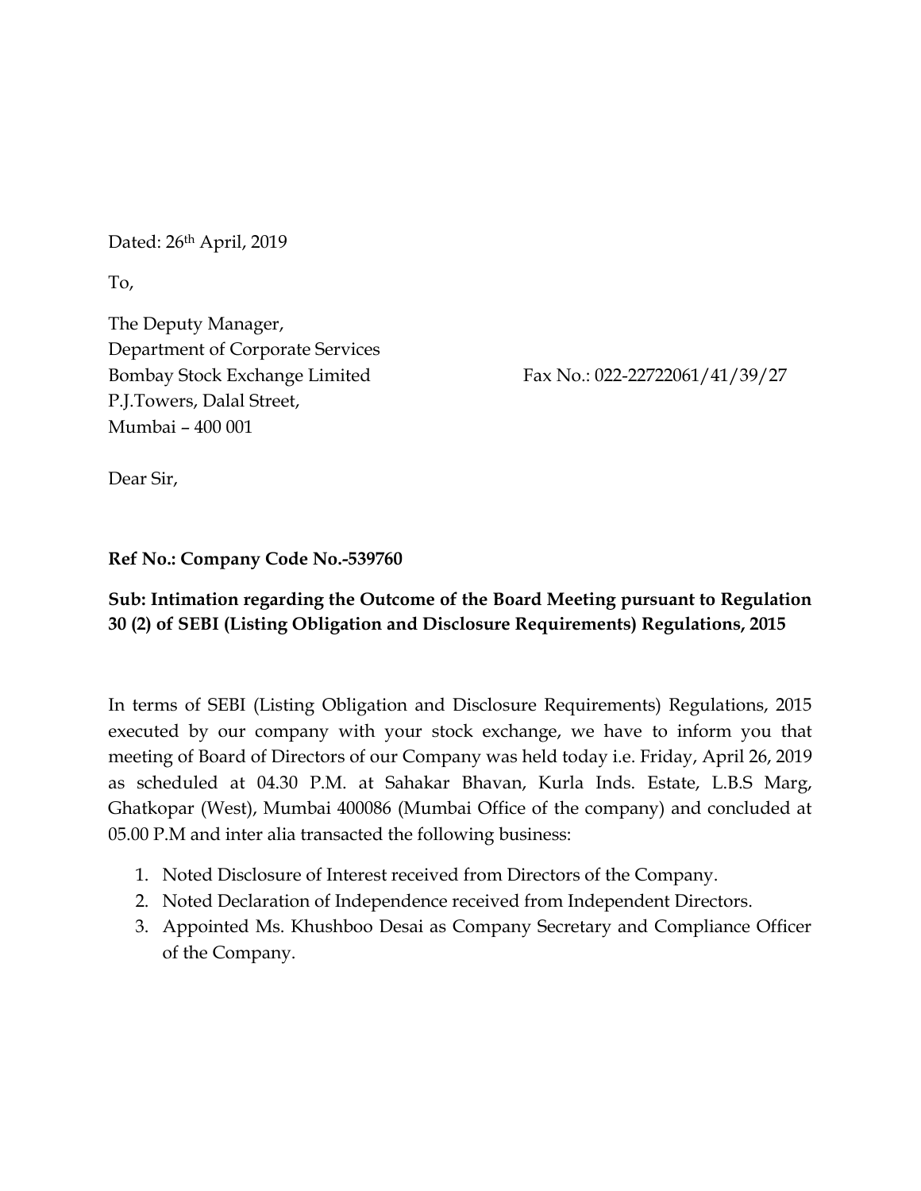Dated: 26th April, 2019

To,

The Deputy Manager,  
Department of Corporate Services  
Bombay Stock Exchange Limited  
P.J.Towers, Dalal Street,  
Mumbai – 400 001

Fax No.: 022-22722061/41/39/27

Dear Sir,

**Ref No.: Company Code No.-539760**

**Sub: Intimation regarding the Outcome of the Board Meeting pursuant to Regulation 30 (2) of SEBI (Listing Obligation and Disclosure Requirements) Regulations, 2015**

In terms of SEBI (Listing Obligation and Disclosure Requirements) Regulations, 2015 executed by our company with your stock exchange, we have to inform you that meeting of Board of Directors of our Company was held today i.e. Friday, April 26, 2019 as scheduled at 04.30 P.M. at Sahakar Bhavan, Kurla Inds. Estate, L.B.S Marg, Ghatkopar (West), Mumbai 400086 (Mumbai Office of the company) and concluded at 05.00 P.M and inter alia transacted the following business:

1. Noted Disclosure of Interest received from Directors of the Company.
2. Noted Declaration of Independence received from Independent Directors.
3. Appointed Ms. Khushboo Desai as Company Secretary and Compliance Officer of the Company.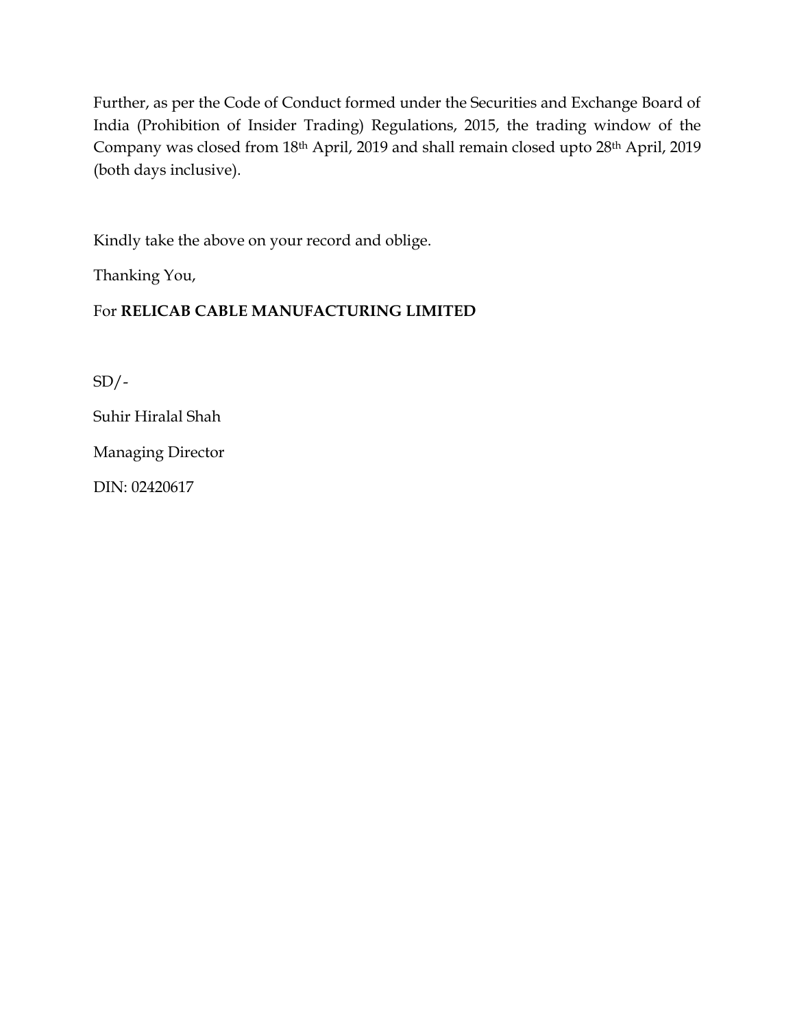Further, as per the Code of Conduct formed under the Securities and Exchange Board of India (Prohibition of Insider Trading) Regulations, 2015, the trading window of the Company was closed from 18th April, 2019 and shall remain closed upto 28th April, 2019 (both days inclusive).

Kindly take the above on your record and oblige.

Thanking You,

For **RELICAB CABLE MANUFACTURING LIMITED**

SD/-

Suhir Hiralal Shah

Managing Director

DIN: 02420617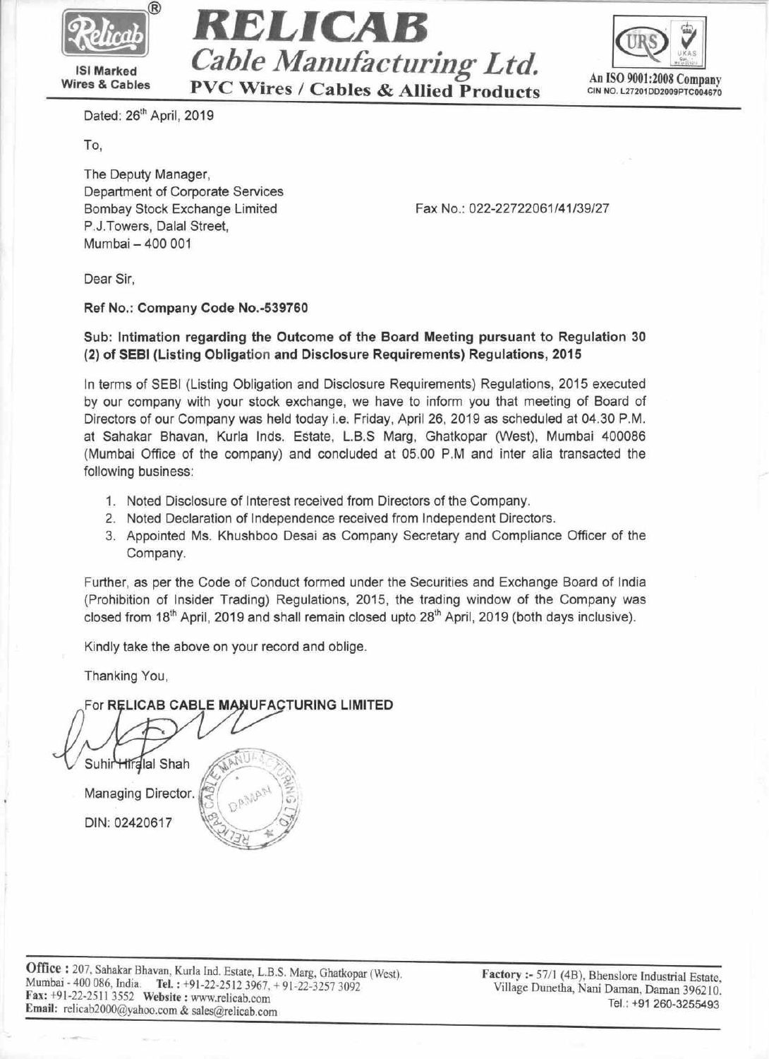# RELICAB

## Cable Manufacturing Ltd.

**PVC Wires / Cables & Allied Products**

ISI Marked Wires & Cables

An ISO 9001:2008 Company
CIN NO. L27201DD2009PTC004670

Dated: 26th April, 2019

To,

The Deputy Manager,
Department of Corporate Services
Bombay Stock Exchange Limited
P.J.Towers, Dalal Street,
Mumbai – 400 001

Fax No.: 022-22722061/41/39/27

Dear Sir,

**Ref No.: Company Code No.-539760**

**Sub: Intimation regarding the Outcome of the Board Meeting pursuant to Regulation 30 (2) of SEBI (Listing Obligation and Disclosure Requirements) Regulations, 2015**

In terms of SEBI (Listing Obligation and Disclosure Requirements) Regulations, 2015 executed by our company with your stock exchange, we have to inform you that meeting of Board of Directors of our Company was held today i.e. Friday, April 26, 2019 as scheduled at 04.30 P.M. at Sahakar Bhavan, Kurla Inds. Estate, L.B.S Marg, Ghatkopar (West), Mumbai 400086 (Mumbai Office of the company) and concluded at 05.00 P.M and inter alia transacted the following business:

1. Noted Disclosure of Interest received from Directors of the Company.
2. Noted Declaration of Independence received from Independent Directors.
3. Appointed Ms. Khushboo Desai as Company Secretary and Compliance Officer of the Company.

Further, as per the Code of Conduct formed under the Securities and Exchange Board of India (Prohibition of Insider Trading) Regulations, 2015, the trading window of the Company was closed from 18th April, 2019 and shall remain closed upto 28th April, 2019 (both days inclusive).

Kindly take the above on your record and oblige.

Thanking You,

For **RELICAB CABLE MANUFACTURING LIMITED**

Suhir Hiralal Shah

Managing Director.

DIN: 02420617

**Office :** 207, Sahakar Bhavan, Kurla Ind. Estate, L.B.S. Marg, Ghatkopar (West), Mumbai - 400 086, India. **Tel. :** +91-22-2512 3967, + 91-22-3257 3092 **Fax:** +91-22-2511 3552 **Website :** www.relicab.com **Email:** relicab2000@yahoo.com & sales@relicab.com

**Factory :-** 57/1 (4B), Bhenslore Industrial Estate, Village Dunetha, Nani Daman, Daman 396210. Tel.: +91 260-3255493